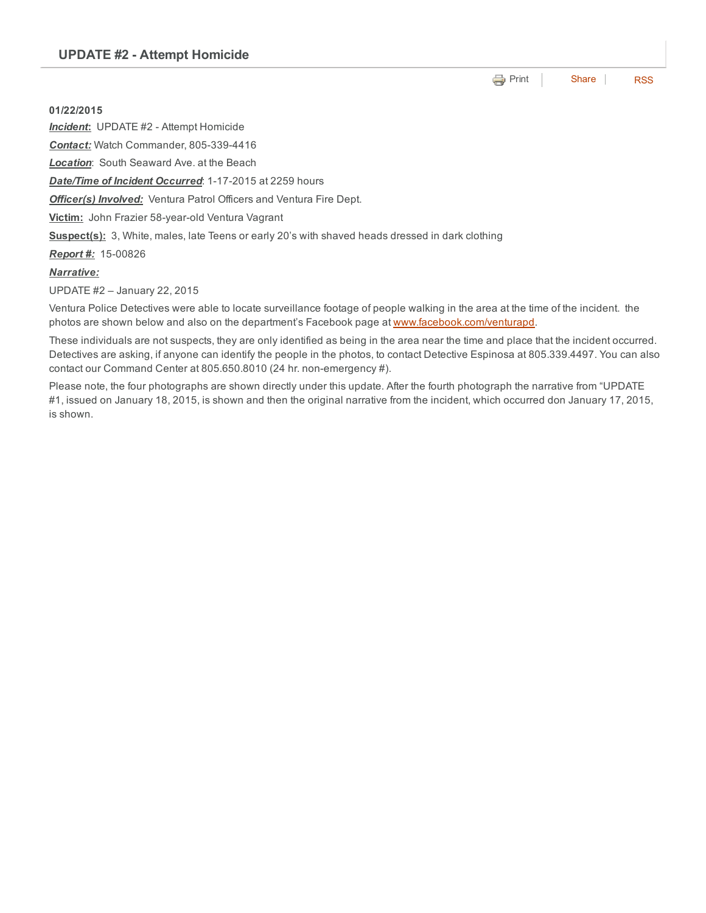## UPDATE #2 - Attempt Homicide

Print | Share | RSS

**01/22/2015**

***Incident*:** UPDATE #2 - Attempt Homicide

***Contact:*** Watch Commander, 805-339-4416

***Location***: South Seaward Ave. at the Beach

***Date/Time of Incident Occurred***: 1-17-2015 at 2259 hours

***Officer(s) Involved:*** Ventura Patrol Officers and Ventura Fire Dept.

**Victim:** John Frazier 58-year-old Ventura Vagrant

**Suspect(s):** 3, White, males, late Teens or early 20's with shaved heads dressed in dark clothing

***Report #:*** 15-00826

***Narrative:***

UPDATE #2 – January 22, 2015

Ventura Police Detectives were able to locate surveillance footage of people walking in the area at the time of the incident. the photos are shown below and also on the department's Facebook page at [www.facebook.com/venturapd](www.facebook.com/venturapd).

These individuals are not suspects, they are only identified as being in the area near the time and place that the incident occurred. Detectives are asking, if anyone can identify the people in the photos, to contact Detective Espinosa at 805.339.4497. You can also contact our Command Center at 805.650.8010 (24 hr. non-emergency #).

Please note, the four photographs are shown directly under this update. After the fourth photograph the narrative from "UPDATE #1, issued on January 18, 2015, is shown and then the original narrative from the incident, which occurred don January 17, 2015, is shown.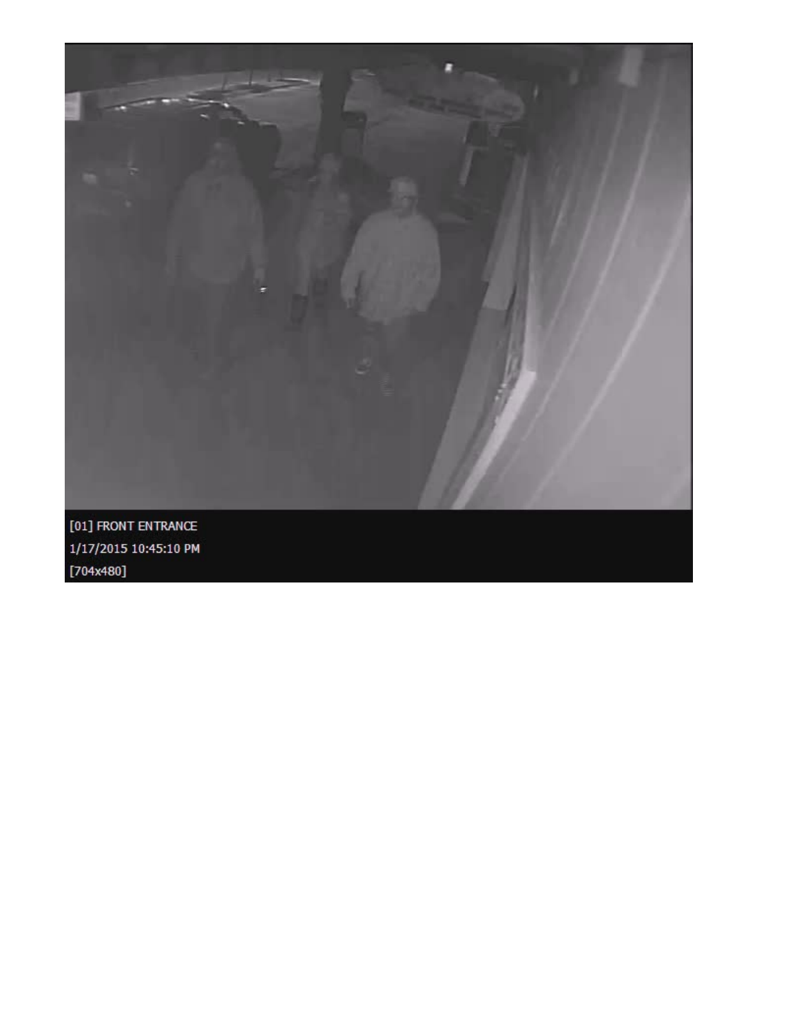[01] FRONT ENTRANCE

1/17/2015 10:45:10 PM

[704x480]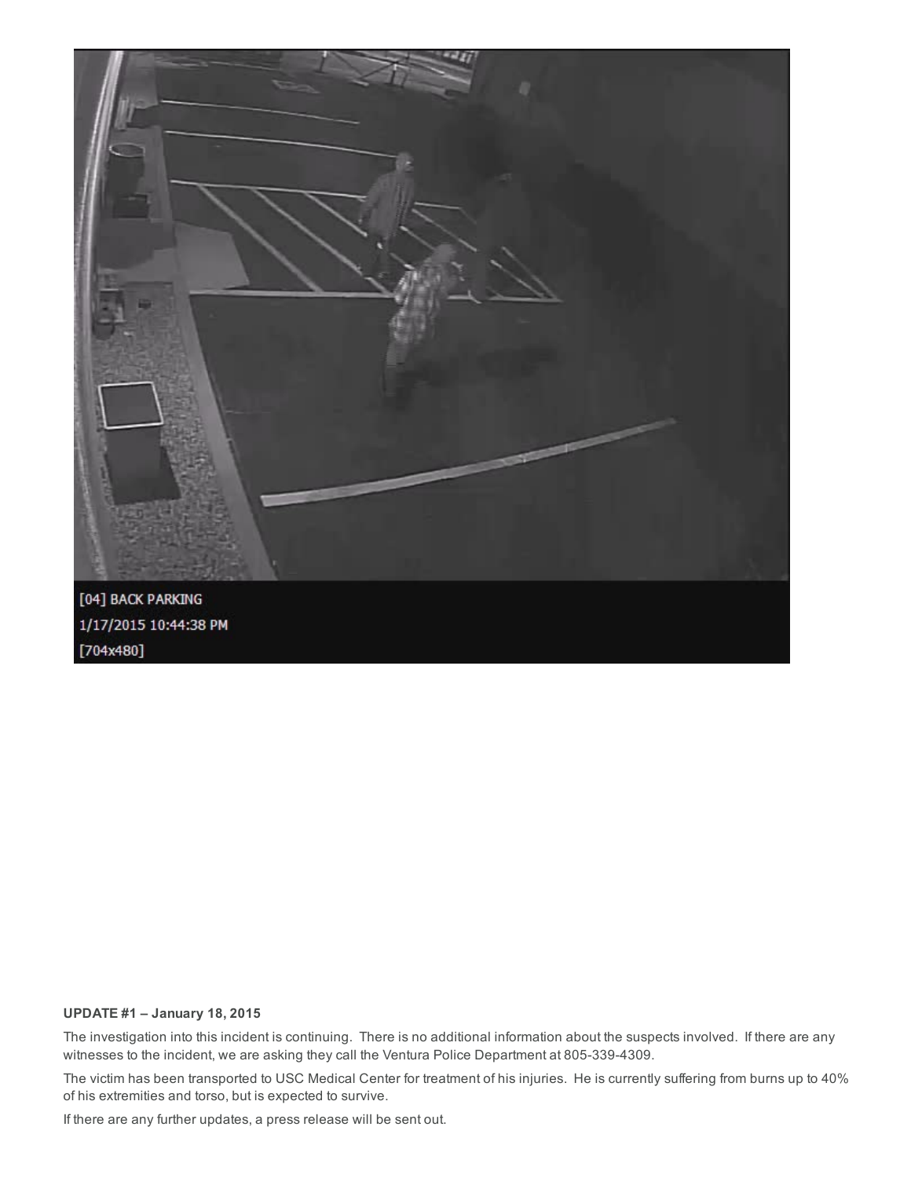[04] BACK PARKING
1/17/2015 10:44:38 PM
[704x480]

**UPDATE #1 – January 18, 2015**

The investigation into this incident is continuing. There is no additional information about the suspects involved. If there are any witnesses to the incident, we are asking they call the Ventura Police Department at 805-339-4309.

The victim has been transported to USC Medical Center for treatment of his injuries. He is currently suffering from burns up to 40% of his extremities and torso, but is expected to survive.

If there are any further updates, a press release will be sent out.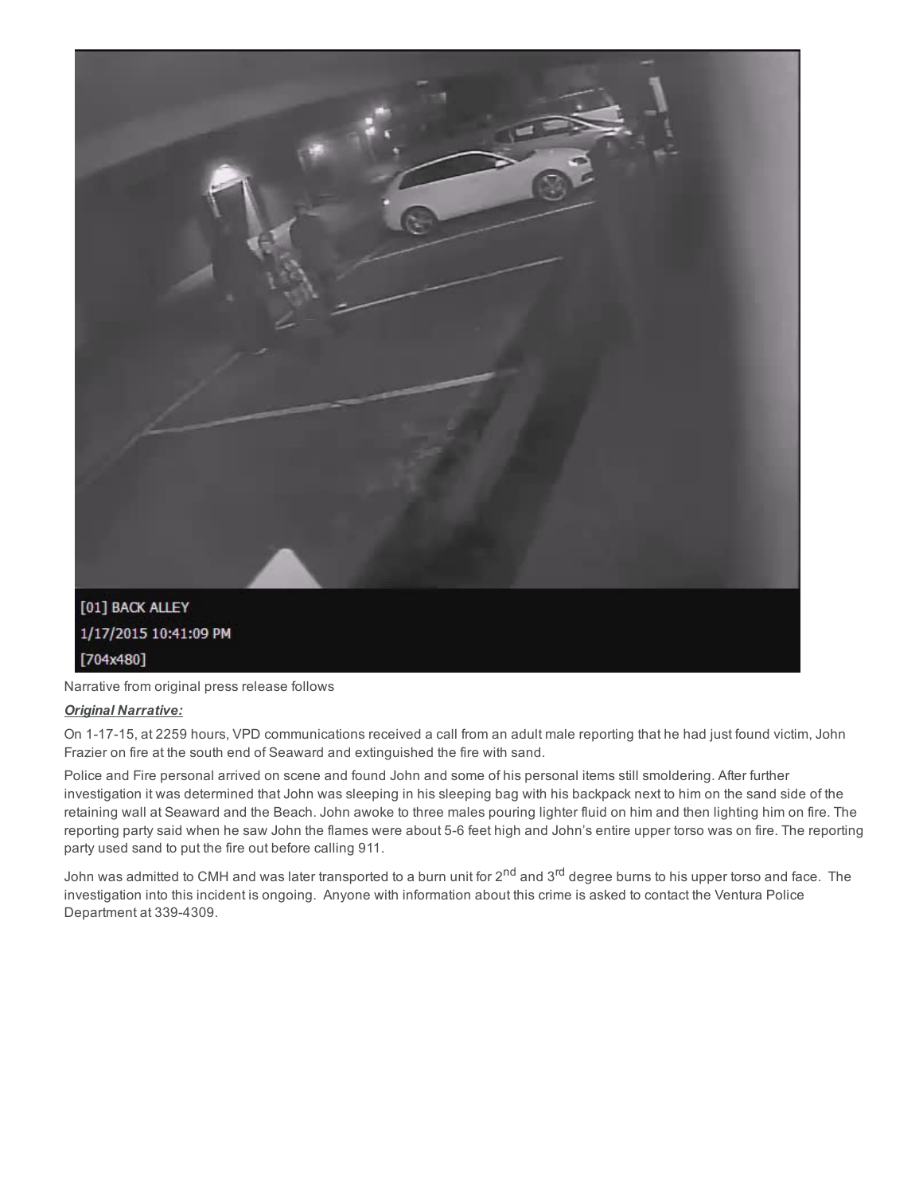[01] BACK ALLEY
1/17/2015 10:41:09 PM
[704x480]

Narrative from original press release follows

***Original Narrative:***

On 1-17-15, at 2259 hours, VPD communications received a call from an adult male reporting that he had just found victim, John Frazier on fire at the south end of Seaward and extinguished the fire with sand.

Police and Fire personal arrived on scene and found John and some of his personal items still smoldering. After further investigation it was determined that John was sleeping in his sleeping bag with his backpack next to him on the sand side of the retaining wall at Seaward and the Beach. John awoke to three males pouring lighter fluid on him and then lighting him on fire. The reporting party said when he saw John the flames were about 5-6 feet high and John's entire upper torso was on fire. The reporting party used sand to put the fire out before calling 911.

John was admitted to CMH and was later transported to a burn unit for 2nd and 3rd degree burns to his upper torso and face. The investigation into this incident is ongoing. Anyone with information about this crime is asked to contact the Ventura Police Department at 339-4309.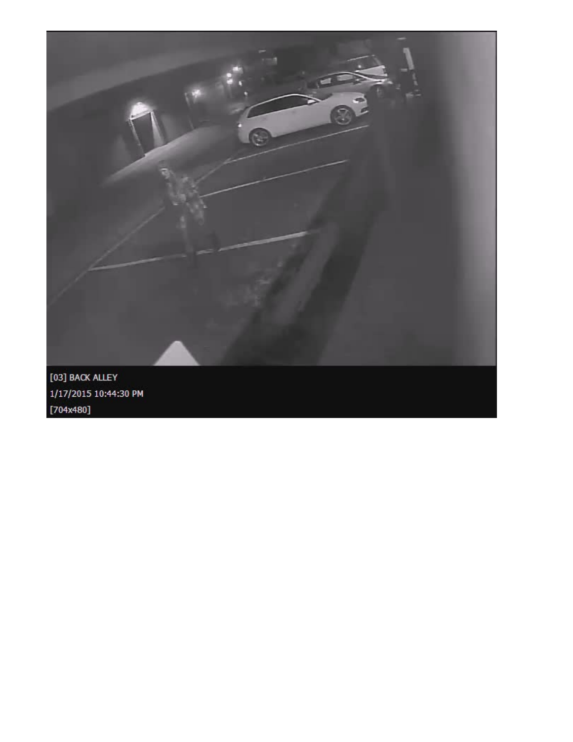[03] BACK ALLEY

1/17/2015 10:44:30 PM

[704x480]